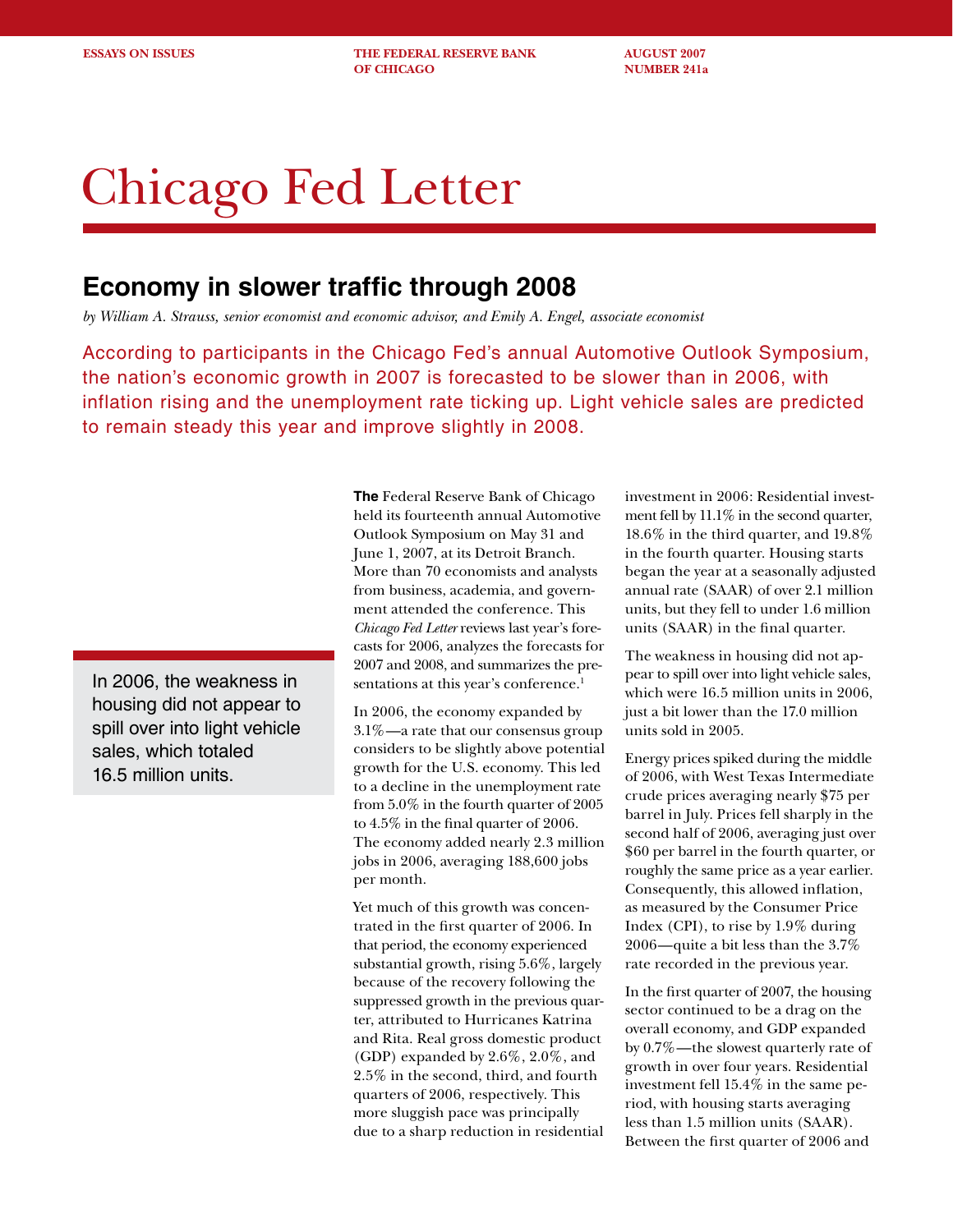ESSAYS ON ISSUES | THE FEDERAL RESERVE BANK OF CHICAGO | AUGUST 2007 NUMBER 241a

# Chicago Fed Letter

## Economy in slower traffic through 2008

*by William A. Strauss, senior economist and economic advisor, and Emily A. Engel, associate economist*

According to participants in the Chicago Fed's annual Automotive Outlook Symposium, the nation's economic growth in 2007 is forecasted to be slower than in 2006, with inflation rising and the unemployment rate ticking up. Light vehicle sales are predicted to remain steady this year and improve slightly in 2008.

**The** Federal Reserve Bank of Chicago held its fourteenth annual Automotive Outlook Symposium on May 31 and June 1, 2007, at its Detroit Branch. More than 70 economists and analysts from business, academia, and government attended the conference. This *Chicago Fed Letter* reviews last year's forecasts for 2006, analyzes the forecasts for 2007 and 2008, and summarizes the presentations at this year's conference.[1]

In 2006, the economy expanded by 3.1%—a rate that our consensus group considers to be slightly above potential growth for the U.S. economy. This led to a decline in the unemployment rate from 5.0% in the fourth quarter of 2005 to 4.5% in the final quarter of 2006. The economy added nearly 2.3 million jobs in 2006, averaging 188,600 jobs per month.

Yet much of this growth was concentrated in the first quarter of 2006. In that period, the economy experienced substantial growth, rising 5.6%, largely because of the recovery following the suppressed growth in the previous quarter, attributed to Hurricanes Katrina and Rita. Real gross domestic product (GDP) expanded by 2.6%, 2.0%, and 2.5% in the second, third, and fourth quarters of 2006, respectively. This more sluggish pace was principally due to a sharp reduction in residential investment in 2006: Residential investment fell by 11.1% in the second quarter, 18.6% in the third quarter, and 19.8% in the fourth quarter. Housing starts began the year at a seasonally adjusted annual rate (SAAR) of over 2.1 million units, but they fell to under 1.6 million units (SAAR) in the final quarter.

> In 2006, the weakness in housing did not appear to spill over into light vehicle sales, which totaled 16.5 million units.

The weakness in housing did not appear to spill over into light vehicle sales, which were 16.5 million units in 2006, just a bit lower than the 17.0 million units sold in 2005.

Energy prices spiked during the middle of 2006, with West Texas Intermediate crude prices averaging nearly $75 per barrel in July. Prices fell sharply in the second half of 2006, averaging just over $60 per barrel in the fourth quarter, or roughly the same price as a year earlier. Consequently, this allowed inflation, as measured by the Consumer Price Index (CPI), to rise by 1.9% during 2006—quite a bit less than the 3.7% rate recorded in the previous year.

In the first quarter of 2007, the housing sector continued to be a drag on the overall economy, and GDP expanded by 0.7%—the slowest quarterly rate of growth in over four years. Residential investment fell 15.4% in the same period, with housing starts averaging less than 1.5 million units (SAAR). Between the first quarter of 2006 and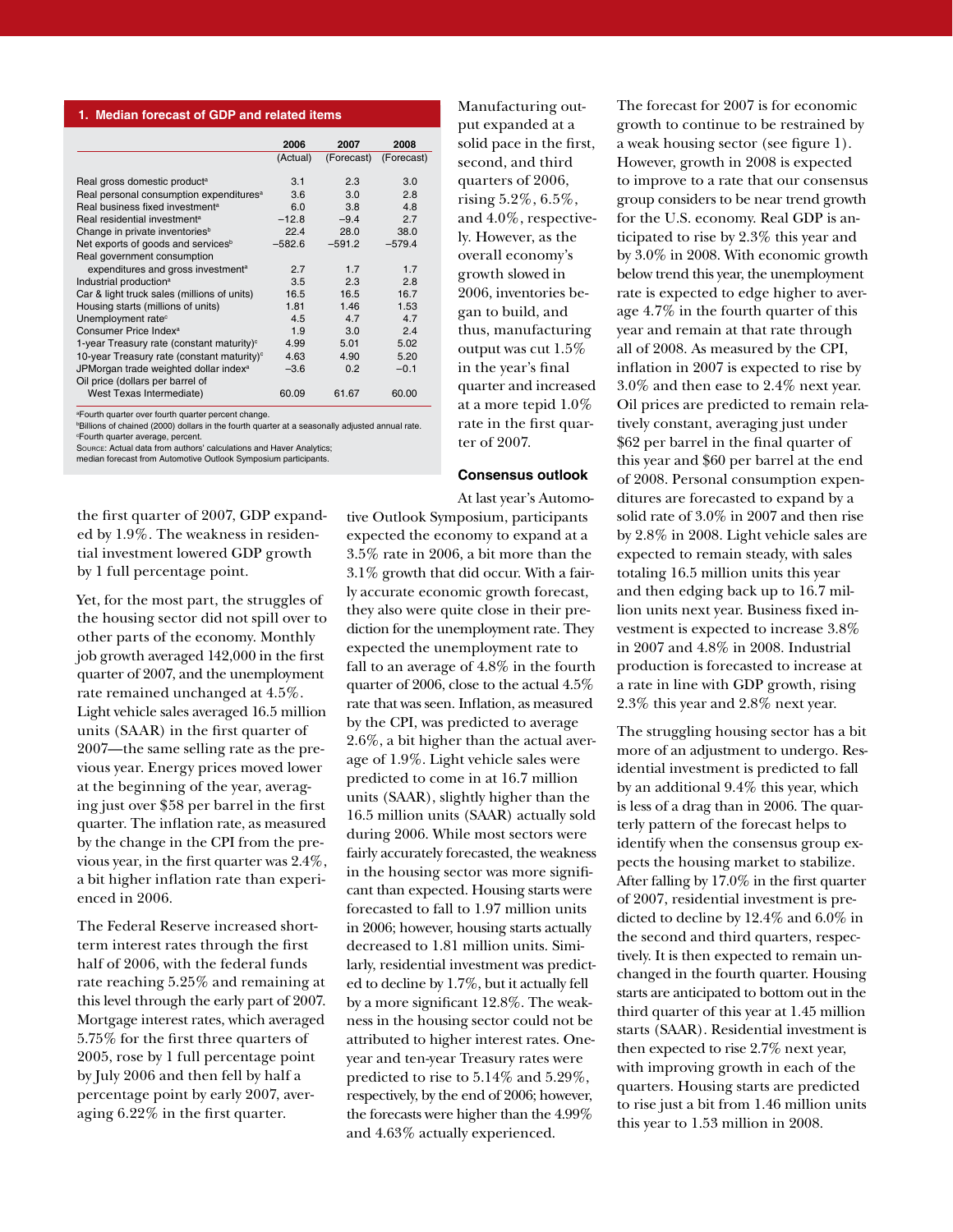**1. Median forecast of GDP and related items**

| | 2006 (Actual) | 2007 (Forecast) | 2008 (Forecast) |
|---|---|---|---|
| Real gross domestic product[a] | 3.1 | 2.3 | 3.0 |
| Real personal consumption expenditures[a] | 3.6 | 3.0 | 2.8 |
| Real business fixed investment[a] | 6.0 | 3.8 | 4.8 |
| Real residential investment[a] | −12.8 | −9.4 | 2.7 |
| Change in private inventories[b] | 22.4 | 28.0 | 38.0 |
| Net exports of goods and services[b] | −582.6 | −591.2 | −579.4 |
| Real government consumption expenditures and gross investment[a] | 2.7 | 1.7 | 1.7 |
| Industrial production[a] | 3.5 | 2.3 | 2.8 |
| Car & light truck sales (millions of units) | 16.5 | 16.5 | 16.7 |
| Housing starts (millions of units) | 1.81 | 1.46 | 1.53 |
| Unemployment rate[c] | 4.5 | 4.7 | 4.7 |
| Consumer Price Index[a] | 1.9 | 3.0 | 2.4 |
| 1-year Treasury rate (constant maturity)[c] | 4.99 | 5.01 | 5.02 |
| 10-year Treasury rate (constant maturity)[c] | 4.63 | 4.90 | 5.20 |
| JPMorgan trade weighted dollar index[a] | −3.6 | 0.2 | −0.1 |
| Oil price (dollars per barrel of West Texas Intermediate) | 60.09 | 61.67 | 60.00 |

[a]Fourth quarter over fourth quarter percent change.
[b]Billions of chained (2000) dollars in the fourth quarter at a seasonally adjusted annual rate.
[c]Fourth quarter average, percent.
Source: Actual data from authors' calculations and Haver Analytics; median forecast from Automotive Outlook Symposium participants.

the first quarter of 2007, GDP expanded by 1.9%. The weakness in residential investment lowered GDP growth by 1 full percentage point.

Yet, for the most part, the struggles of the housing sector did not spill over to other parts of the economy. Monthly job growth averaged 142,000 in the first quarter of 2007, and the unemployment rate remained unchanged at 4.5%. Light vehicle sales averaged 16.5 million units (SAAR) in the first quarter of 2007—the same selling rate as the previous year. Energy prices moved lower at the beginning of the year, averaging just over $58 per barrel in the first quarter. The inflation rate, as measured by the change in the CPI from the previous year, in the first quarter was 2.4%, a bit higher inflation rate than experienced in 2006.

The Federal Reserve increased short-term interest rates through the first half of 2006, with the federal funds rate reaching 5.25% and remaining at this level through the early part of 2007. Mortgage interest rates, which averaged 5.75% for the first three quarters of 2005, rose by 1 full percentage point by July 2006 and then fell by half a percentage point by early 2007, averaging 6.22% in the first quarter.

Manufacturing output expanded at a solid pace in the first, second, and third quarters of 2006, rising 5.2%, 6.5%, and 4.0%, respectively. However, as the overall economy's growth slowed in 2006, inventories began to build, and thus, manufacturing output was cut 1.5% in the year's final quarter and increased at a more tepid 1.0% rate in the first quarter of 2007.

### Consensus outlook

At last year's Automotive Outlook Symposium, participants expected the economy to expand at a 3.5% rate in 2006, a bit more than the 3.1% growth that did occur. With a fairly accurate economic growth forecast, they also were quite close in their prediction for the unemployment rate. They expected the unemployment rate to fall to an average of 4.8% in the fourth quarter of 2006, close to the actual 4.5% rate that was seen. Inflation, as measured by the CPI, was predicted to average 2.6%, a bit higher than the actual average of 1.9%. Light vehicle sales were predicted to come in at 16.7 million units (SAAR), slightly higher than the 16.5 million units (SAAR) actually sold during 2006. While most sectors were fairly accurately forecasted, the weakness in the housing sector was more significant than expected. Housing starts were forecasted to fall to 1.97 million units in 2006; however, housing starts actually decreased to 1.81 million units. Similarly, residential investment was predicted to decline by 1.7%, but it actually fell by a more significant 12.8%. The weakness in the housing sector could not be attributed to higher interest rates. One-year and ten-year Treasury rates were predicted to rise to 5.14% and 5.29%, respectively, by the end of 2006; however, the forecasts were higher than the 4.99% and 4.63% actually experienced.

The forecast for 2007 is for economic growth to continue to be restrained by a weak housing sector (see figure 1). However, growth in 2008 is expected to improve to a rate that our consensus group considers to be near trend growth for the U.S. economy. Real GDP is anticipated to rise by 2.3% this year and by 3.0% in 2008. With economic growth below trend this year, the unemployment rate is expected to edge higher to average 4.7% in the fourth quarter of this year and remain at that rate through all of 2008. As measured by the CPI, inflation in 2007 is expected to rise by 3.0% and then ease to 2.4% next year. Oil prices are predicted to remain relatively constant, averaging just under $62 per barrel in the final quarter of this year and $60 per barrel at the end of 2008. Personal consumption expenditures are forecasted to expand by a solid rate of 3.0% in 2007 and then rise by 2.8% in 2008. Light vehicle sales are expected to remain steady, with sales totaling 16.5 million units this year and then edging back up to 16.7 million units next year. Business fixed investment is expected to increase 3.8% in 2007 and 4.8% in 2008. Industrial production is forecasted to increase at a rate in line with GDP growth, rising 2.3% this year and 2.8% next year.

The struggling housing sector has a bit more of an adjustment to undergo. Residential investment is predicted to fall by an additional 9.4% this year, which is less of a drag than in 2006. The quarterly pattern of the forecast helps to identify when the consensus group expects the housing market to stabilize. After falling by 17.0% in the first quarter of 2007, residential investment is predicted to decline by 12.4% and 6.0% in the second and third quarters, respectively. It is then expected to remain unchanged in the fourth quarter. Housing starts are anticipated to bottom out in the third quarter of this year at 1.45 million starts (SAAR). Residential investment is then expected to rise 2.7% next year, with improving growth in each of the quarters. Housing starts are predicted to rise just a bit from 1.46 million units this year to 1.53 million in 2008.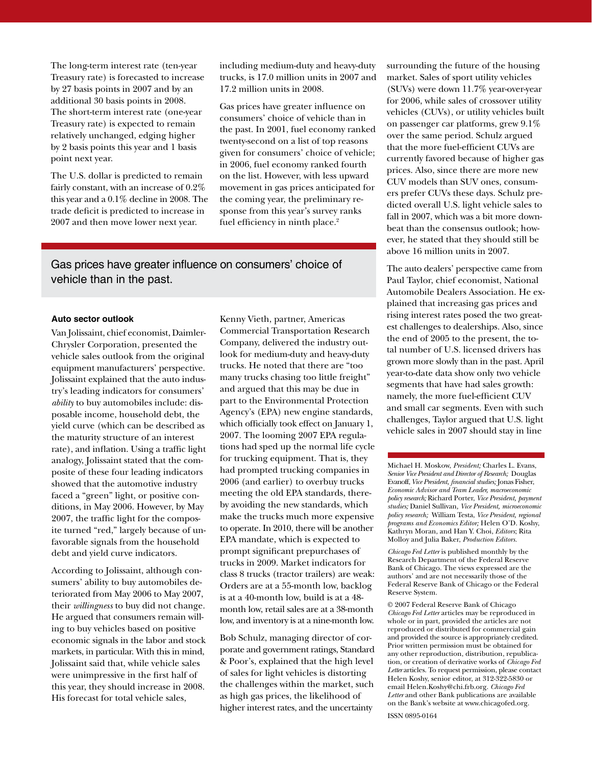The long-term interest rate (ten-year Treasury rate) is forecasted to increase by 27 basis points in 2007 and by an additional 30 basis points in 2008. The short-term interest rate (one-year Treasury rate) is expected to remain relatively unchanged, edging higher by 2 basis points this year and 1 basis point next year.

The U.S. dollar is predicted to remain fairly constant, with an increase of 0.2% this year and a 0.1% decline in 2008. The trade deficit is predicted to increase in 2007 and then move lower next year.

Gas prices have greater influence on consumers' choice of vehicle than in the past.

### Auto sector outlook

Van Jolissaint, chief economist, DaimlerChrysler Corporation, presented the vehicle sales outlook from the original equipment manufacturers' perspective. Jolissaint explained that the auto industry's leading indicators for consumers' *ability* to buy automobiles include: disposable income, household debt, the yield curve (which can be described as the maturity structure of an interest rate), and inflation. Using a traffic light analogy, Jolissaint stated that the composite of these four leading indicators showed that the automotive industry faced a "green" light, or positive conditions, in May 2006. However, by May 2007, the traffic light for the composite turned "red," largely because of unfavorable signals from the household debt and yield curve indicators.

According to Jolissaint, although consumers' ability to buy automobiles deteriorated from May 2006 to May 2007, their *willingness* to buy did not change. He argued that consumers remain willing to buy vehicles based on positive economic signals in the labor and stock markets, in particular. With this in mind, Jolissaint said that, while vehicle sales were unimpressive in the first half of this year, they should increase in 2008. His forecast for total vehicle sales, including medium-duty and heavy-duty trucks, is 17.0 million units in 2007 and 17.2 million units in 2008.

Gas prices have greater influence on consumers' choice of vehicle than in the past. In 2001, fuel economy ranked twenty-second on a list of top reasons given for consumers' choice of vehicle; in 2006, fuel economy ranked fourth on the list. However, with less upward movement in gas prices anticipated for the coming year, the preliminary response from this year's survey ranks fuel efficiency in ninth place.[2]

Kenny Vieth, partner, Americas Commercial Transportation Research Company, delivered the industry outlook for medium-duty and heavy-duty trucks. He noted that there are "too many trucks chasing too little freight" and argued that this may be due in part to the Environmental Protection Agency's (EPA) new engine standards, which officially took effect on January 1, 2007. The looming 2007 EPA regulations had sped up the normal life cycle for trucking equipment. That is, they had prompted trucking companies in 2006 (and earlier) to overbuy trucks meeting the old EPA standards, thereby avoiding the new standards, which make the trucks much more expensive to operate. In 2010, there will be another EPA mandate, which is expected to prompt significant prepurchases of trucks in 2009. Market indicators for class 8 trucks (tractor trailers) are weak: Orders are at a 55-month low, backlog is at a 40-month low, build is at a 48-month low, retail sales are at a 38-month low, and inventory is at a nine-month low.

Bob Schulz, managing director of corporate and government ratings, Standard & Poor's, explained that the high level of sales for light vehicles is distorting the challenges within the market, such as high gas prices, the likelihood of higher interest rates, and the uncertainty surrounding the future of the housing market. Sales of sport utility vehicles (SUVs) were down 11.7% year-over-year for 2006, while sales of crossover utility vehicles (CUVs), or utility vehicles built on passenger car platforms, grew 9.1% over the same period. Schulz argued that the more fuel-efficient CUVs are currently favored because of higher gas prices. Also, since there are more new CUV models than SUV ones, consumers prefer CUVs these days. Schulz predicted overall U.S. light vehicle sales to fall in 2007, which was a bit more downbeat than the consensus outlook; however, he stated that they should still be above 16 million units in 2007.

The auto dealers' perspective came from Paul Taylor, chief economist, National Automobile Dealers Association. He explained that increasing gas prices and rising interest rates posed the two greatest challenges to dealerships. Also, since the end of 2005 to the present, the total number of U.S. licensed drivers has grown more slowly than in the past. April year-to-date data show only two vehicle segments that have had sales growth: namely, the more fuel-efficient CUV and small car segments. Even with such challenges, Taylor argued that U.S. light vehicle sales in 2007 should stay in line

---

Michael H. Moskow, *President;* Charles L. Evans, *Senior Vice President and Director of Research;* Douglas Evanoff, *Vice President, financial studies;* Jonas Fisher, *Economic Advisor and Team Leader, macroeconomic policy research;* Richard Porter, *Vice President, payment studies;* Daniel Sullivan, *Vice President, microeconomic policy research;* William Testa, *Vice President, regional programs and Economics Editor;* Helen O'D. Koshy, Kathryn Moran, and Han Y. Choi, *Editors;* Rita Molloy and Julia Baker, *Production Editors.*

*Chicago Fed Letter* is published monthly by the Research Department of the Federal Reserve Bank of Chicago. The views expressed are the authors' and are not necessarily those of the Federal Reserve Bank of Chicago or the Federal Reserve System.

© 2007 Federal Reserve Bank of Chicago
*Chicago Fed Letter* articles may be reproduced in whole or in part, provided the articles are not reproduced or distributed for commercial gain and provided the source is appropriately credited. Prior written permission must be obtained for any other reproduction, distribution, republication, or creation of derivative works of *Chicago Fed Letter* articles. To request permission, please contact Helen Koshy, senior editor, at 312-322-5830 or email Helen.Koshy@chi.frb.org. *Chicago Fed Letter* and other Bank publications are available on the Bank's website at www.chicagofed.org.

ISSN 0895-0164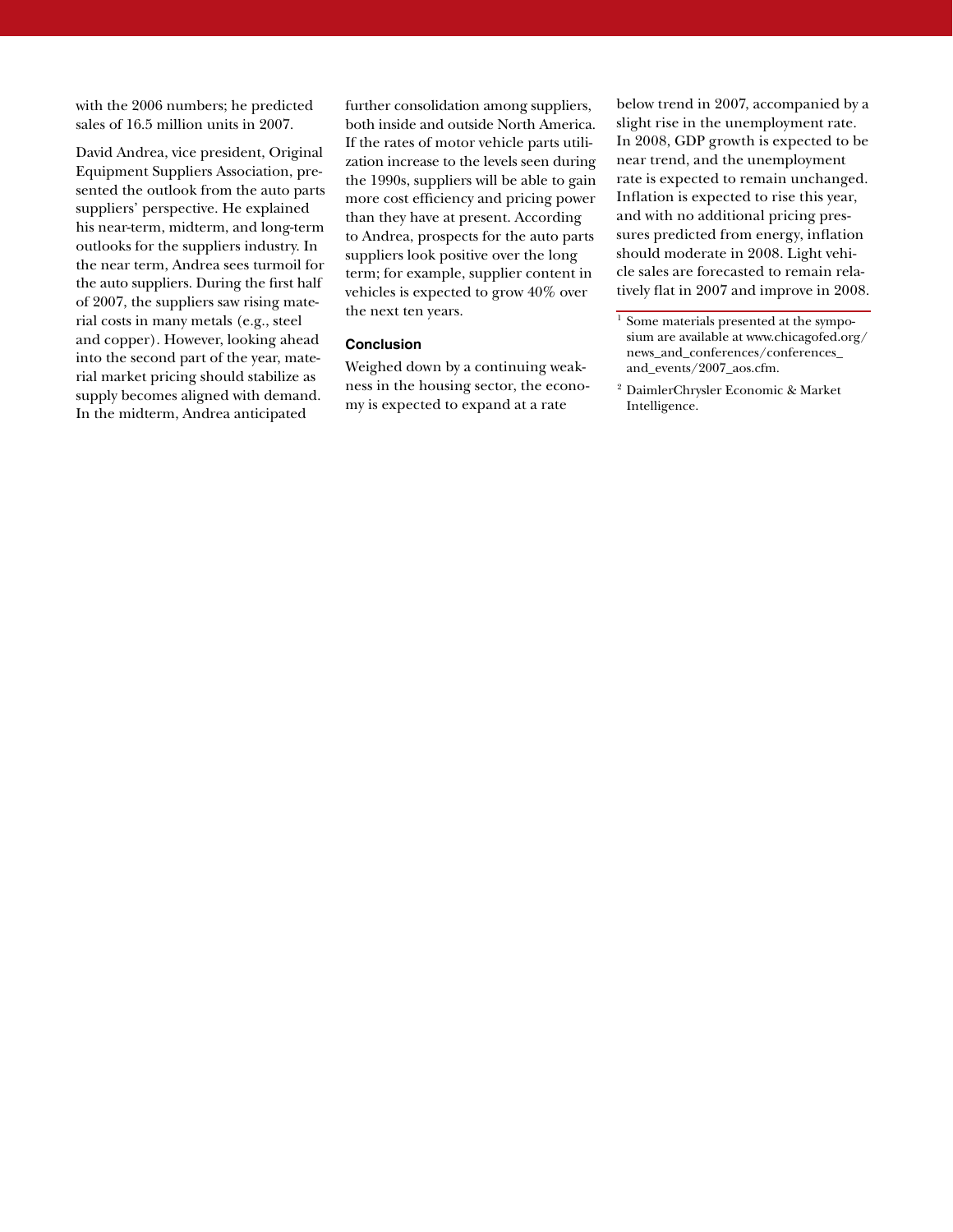with the 2006 numbers; he predicted sales of 16.5 million units in 2007.

David Andrea, vice president, Original Equipment Suppliers Association, presented the outlook from the auto parts suppliers' perspective. He explained his near-term, midterm, and long-term outlooks for the suppliers industry. In the near term, Andrea sees turmoil for the auto suppliers. During the first half of 2007, the suppliers saw rising material costs in many metals (e.g., steel and copper). However, looking ahead into the second part of the year, material market pricing should stabilize as supply becomes aligned with demand. In the midterm, Andrea anticipated further consolidation among suppliers, both inside and outside North America. If the rates of motor vehicle parts utilization increase to the levels seen during the 1990s, suppliers will be able to gain more cost efficiency and pricing power than they have at present. According to Andrea, prospects for the auto parts suppliers look positive over the long term; for example, supplier content in vehicles is expected to grow 40% over the next ten years.

## Conclusion

Weighed down by a continuing weakness in the housing sector, the economy is expected to expand at a rate below trend in 2007, accompanied by a slight rise in the unemployment rate. In 2008, GDP growth is expected to be near trend, and the unemployment rate is expected to remain unchanged. Inflation is expected to rise this year, and with no additional pricing pressures predicted from energy, inflation should moderate in 2008. Light vehicle sales are forecasted to remain relatively flat in 2007 and improve in 2008.

[1] Some materials presented at the symposium are available at www.chicagofed.org/news_and_conferences/conferences_and_events/2007_aos.cfm.

[2] DaimlerChrysler Economic & Market Intelligence.